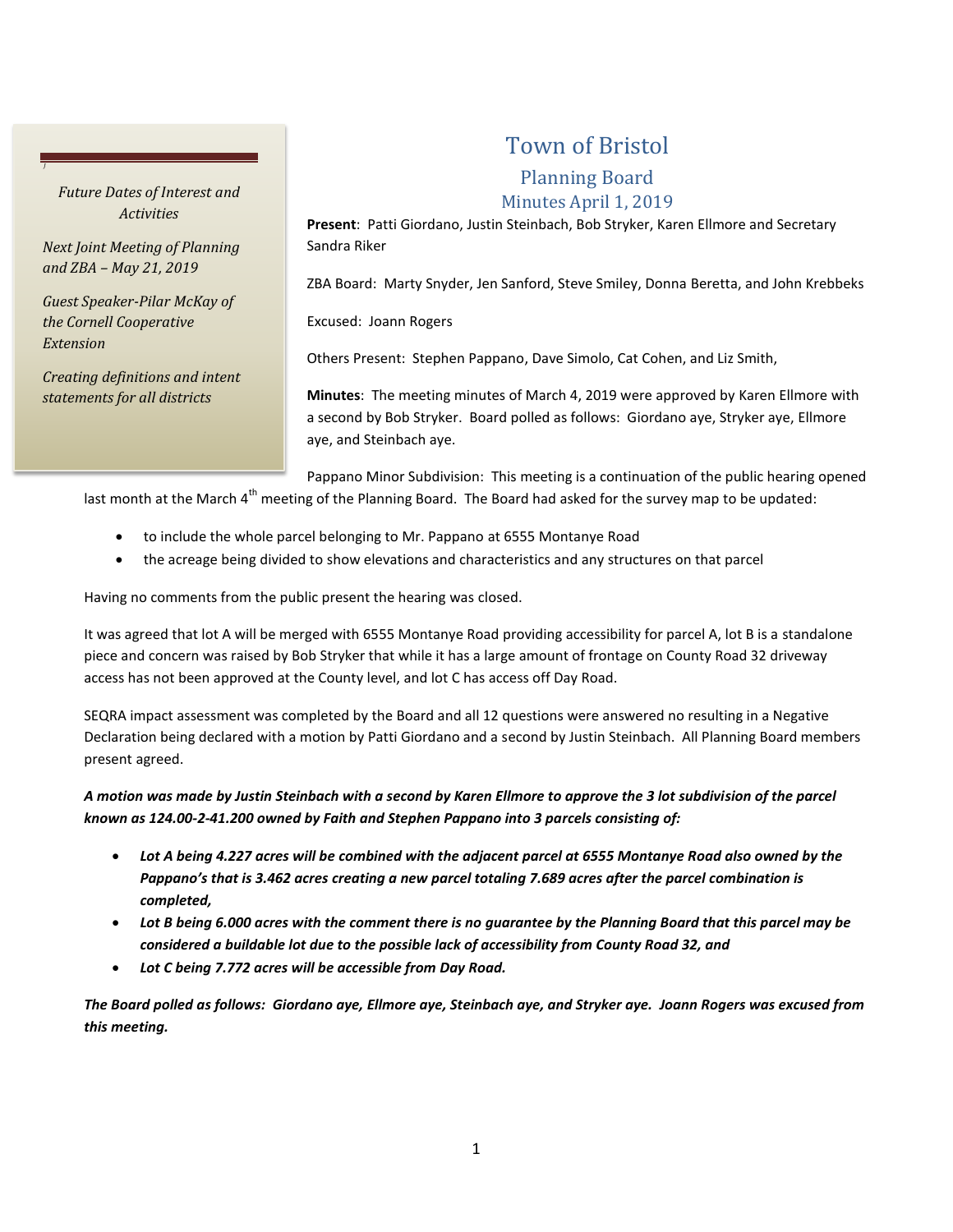*Future Dates of Interest and Activities*

*Next Joint Meeting of Planning and ZBA – May 21, 2019*

*Guest Speaker-Pilar McKay of the Cornell Cooperative Extension*

*Creating definitions and intent statements for all districts*

# Town of Bristol

## Planning Board

## Minutes April 1, 2019

**Present**: Patti Giordano, Justin Steinbach, Bob Stryker, Karen Ellmore and Secretary Sandra Riker

ZBA Board: Marty Snyder, Jen Sanford, Steve Smiley, Donna Beretta, and John Krebbeks

Excused: Joann Rogers

Others Present: Stephen Pappano, Dave Simolo, Cat Cohen, and Liz Smith,

**Minutes**: The meeting minutes of March 4, 2019 were approved by Karen Ellmore with a second by Bob Stryker. Board polled as follows: Giordano aye, Stryker aye, Ellmore aye, and Steinbach aye.

Pappano Minor Subdivision: This meeting is a continuation of the public hearing opened last month at the March 4th meeting of the Planning Board. The Board had asked for the survey map to be updated:

- to include the whole parcel belonging to Mr. Pappano at 6555 Montanye Road
- the acreage being divided to show elevations and characteristics and any structures on that parcel

Having no comments from the public present the hearing was closed.

It was agreed that lot A will be merged with 6555 Montanye Road providing accessibility for parcel A, lot B is a standalone piece and concern was raised by Bob Stryker that while it has a large amount of frontage on County Road 32 driveway access has not been approved at the County level, and lot C has access off Day Road.

SEQRA impact assessment was completed by the Board and all 12 questions were answered no resulting in a Negative Declaration being declared with a motion by Patti Giordano and a second by Justin Steinbach. All Planning Board members present agreed.

***A motion was made by Justin Steinbach with a second by Karen Ellmore to approve the 3 lot subdivision of the parcel known as 124.00-2-41.200 owned by Faith and Stephen Pappano into 3 parcels consisting of:***

- ***Lot A being 4.227 acres will be combined with the adjacent parcel at 6555 Montanye Road also owned by the Pappano's that is 3.462 acres creating a new parcel totaling 7.689 acres after the parcel combination is completed,***
- ***Lot B being 6.000 acres with the comment there is no guarantee by the Planning Board that this parcel may be considered a buildable lot due to the possible lack of accessibility from County Road 32, and***
- ***Lot C being 7.772 acres will be accessible from Day Road.***

***The Board polled as follows: Giordano aye, Ellmore aye, Steinbach aye, and Stryker aye. Joann Rogers was excused from this meeting.***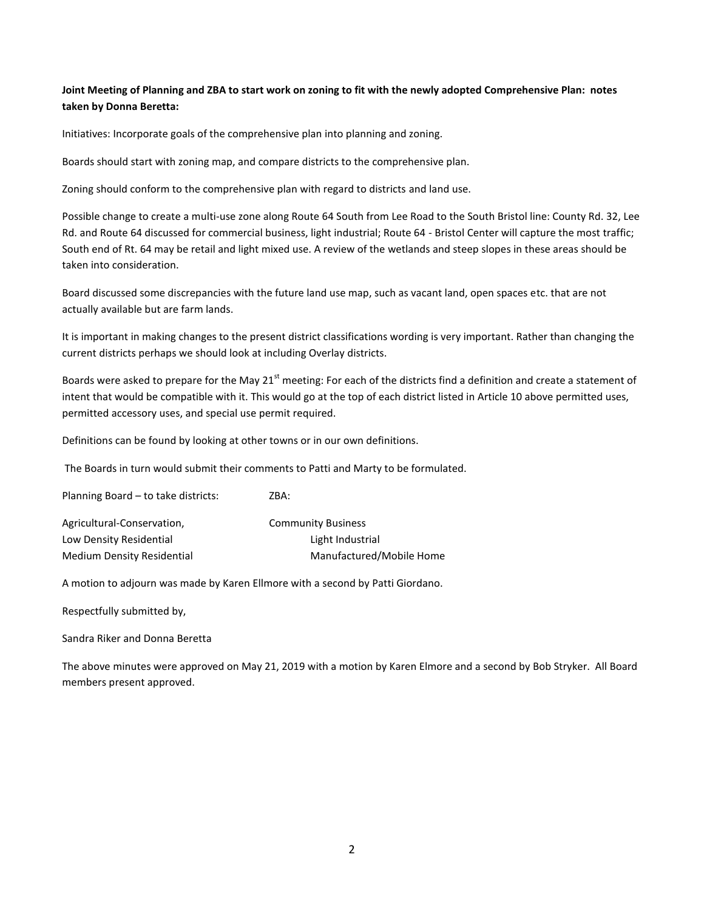**Joint Meeting of Planning and ZBA to start work on zoning to fit with the newly adopted Comprehensive Plan: notes taken by Donna Beretta:**

Initiatives: Incorporate goals of the comprehensive plan into planning and zoning.

Boards should start with zoning map, and compare districts to the comprehensive plan.

Zoning should conform to the comprehensive plan with regard to districts and land use.

Possible change to create a multi-use zone along Route 64 South from Lee Road to the South Bristol line: County Rd. 32, Lee Rd. and Route 64 discussed for commercial business, light industrial; Route 64 - Bristol Center will capture the most traffic; South end of Rt. 64 may be retail and light mixed use. A review of the wetlands and steep slopes in these areas should be taken into consideration.

Board discussed some discrepancies with the future land use map, such as vacant land, open spaces etc. that are not actually available but are farm lands.

It is important in making changes to the present district classifications wording is very important. Rather than changing the current districts perhaps we should look at including Overlay districts.

Boards were asked to prepare for the May 21st meeting: For each of the districts find a definition and create a statement of intent that would be compatible with it. This would go at the top of each district listed in Article 10 above permitted uses, permitted accessory uses, and special use permit required.

Definitions can be found by looking at other towns or in our own definitions.

The Boards in turn would submit their comments to Patti and Marty to be formulated.

| Planning Board – to take districts: | ZBA: |
|---|---|
| Agricultural-Conservation, | Community Business |
| Low Density Residential | Light Industrial |
| Medium Density Residential | Manufactured/Mobile Home |

A motion to adjourn was made by Karen Ellmore with a second by Patti Giordano.

Respectfully submitted by,

Sandra Riker and Donna Beretta

The above minutes were approved on May 21, 2019 with a motion by Karen Elmore and a second by Bob Stryker. All Board members present approved.